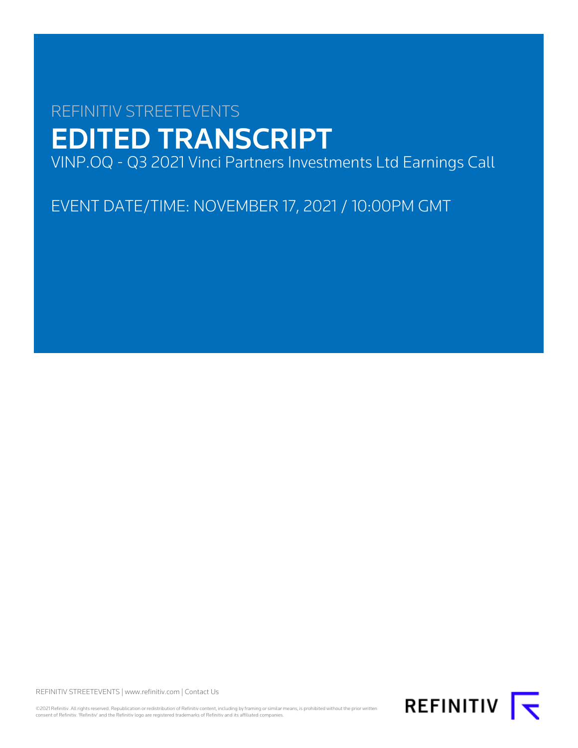REFINITIV STREETEVENTS

# EDITED TRANSCRIPT

VINP.OQ - Q3 2021 Vinci Partners Investments Ltd Earnings Call

EVENT DATE/TIME: NOVEMBER 17, 2021 / 10:00PM GMT

REFINITIV STREETEVENTS | www.refinitiv.com | Contact Us

©2021 Refinitiv. All rights reserved. Republication or redistribution of Refinitiv content, including by framing or similar means, is prohibited without the prior written consent of Refinitiv. 'Refinitiv' and the Refinitiv logo are registered trademarks of Refinitiv and its affiliated companies.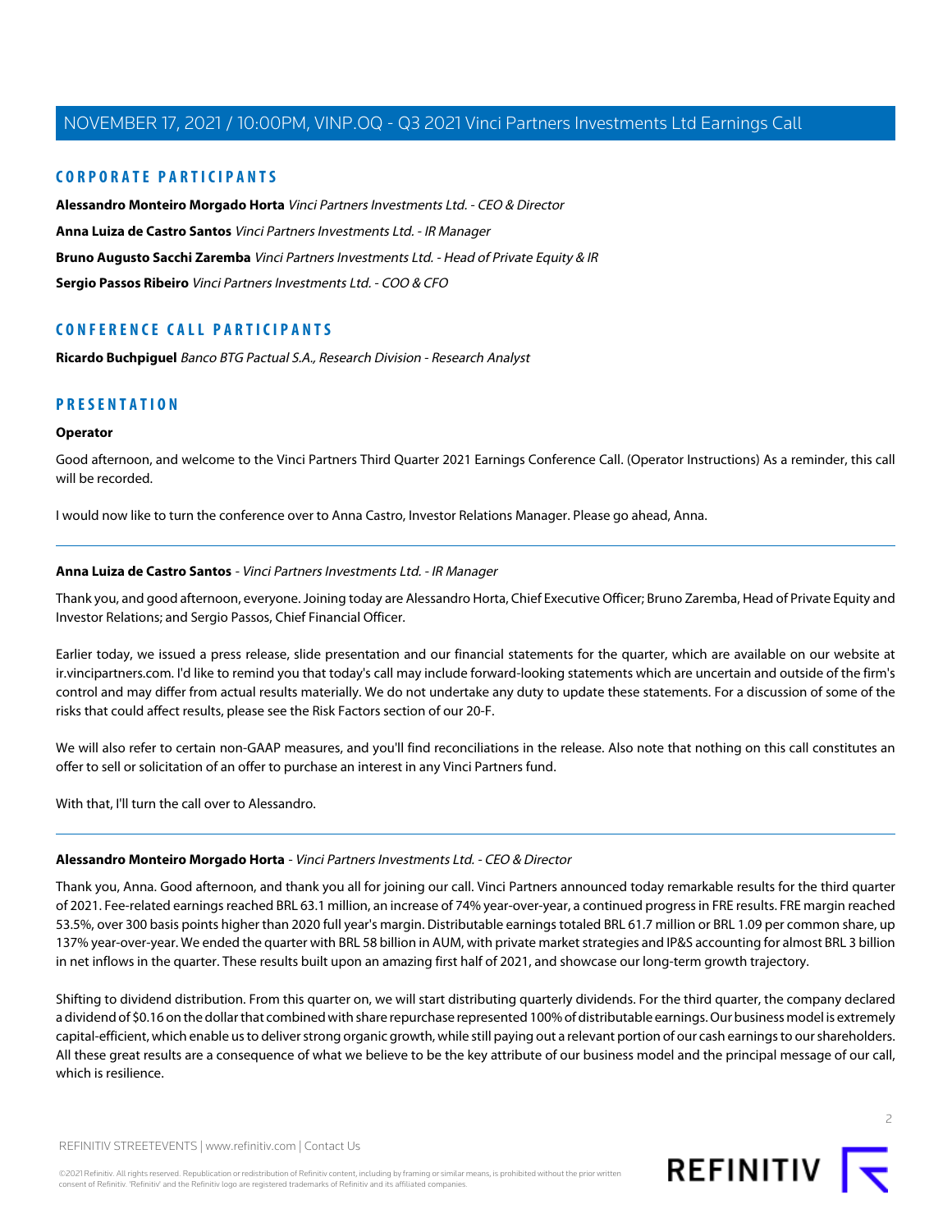## CORPORATE PARTICIPANTS

**Alessandro Monteiro Morgado Horta** *Vinci Partners Investments Ltd. - CEO & Director*

**Anna Luiza de Castro Santos** *Vinci Partners Investments Ltd. - IR Manager*

**Bruno Augusto Sacchi Zaremba** *Vinci Partners Investments Ltd. - Head of Private Equity & IR*

**Sergio Passos Ribeiro** *Vinci Partners Investments Ltd. - COO & CFO*

## CONFERENCE CALL PARTICIPANTS

**Ricardo Buchpiguel** *Banco BTG Pactual S.A., Research Division - Research Analyst*

## PRESENTATION

**Operator**

Good afternoon, and welcome to the Vinci Partners Third Quarter 2021 Earnings Conference Call. (Operator Instructions) As a reminder, this call will be recorded.

I would now like to turn the conference over to Anna Castro, Investor Relations Manager. Please go ahead, Anna.

---

**Anna Luiza de Castro Santos** - *Vinci Partners Investments Ltd. - IR Manager*

Thank you, and good afternoon, everyone. Joining today are Alessandro Horta, Chief Executive Officer; Bruno Zaremba, Head of Private Equity and Investor Relations; and Sergio Passos, Chief Financial Officer.

Earlier today, we issued a press release, slide presentation and our financial statements for the quarter, which are available on our website at ir.vincipartners.com. I'd like to remind you that today's call may include forward-looking statements which are uncertain and outside of the firm's control and may differ from actual results materially. We do not undertake any duty to update these statements. For a discussion of some of the risks that could affect results, please see the Risk Factors section of our 20-F.

We will also refer to certain non-GAAP measures, and you'll find reconciliations in the release. Also note that nothing on this call constitutes an offer to sell or solicitation of an offer to purchase an interest in any Vinci Partners fund.

With that, I'll turn the call over to Alessandro.

---

**Alessandro Monteiro Morgado Horta** - *Vinci Partners Investments Ltd. - CEO & Director*

Thank you, Anna. Good afternoon, and thank you all for joining our call. Vinci Partners announced today remarkable results for the third quarter of 2021. Fee-related earnings reached BRL 63.1 million, an increase of 74% year-over-year, a continued progress in FRE results. FRE margin reached 53.5%, over 300 basis points higher than 2020 full year's margin. Distributable earnings totaled BRL 61.7 million or BRL 1.09 per common share, up 137% year-over-year. We ended the quarter with BRL 58 billion in AUM, with private market strategies and IP&S accounting for almost BRL 3 billion in net inflows in the quarter. These results built upon an amazing first half of 2021, and showcase our long-term growth trajectory.

Shifting to dividend distribution. From this quarter on, we will start distributing quarterly dividends. For the third quarter, the company declared a dividend of $0.16 on the dollar that combined with share repurchase represented 100% of distributable earnings. Our business model is extremely capital-efficient, which enable us to deliver strong organic growth, while still paying out a relevant portion of our cash earnings to our shareholders. All these great results are a consequence of what we believe to be the key attribute of our business model and the principal message of our call, which is resilience.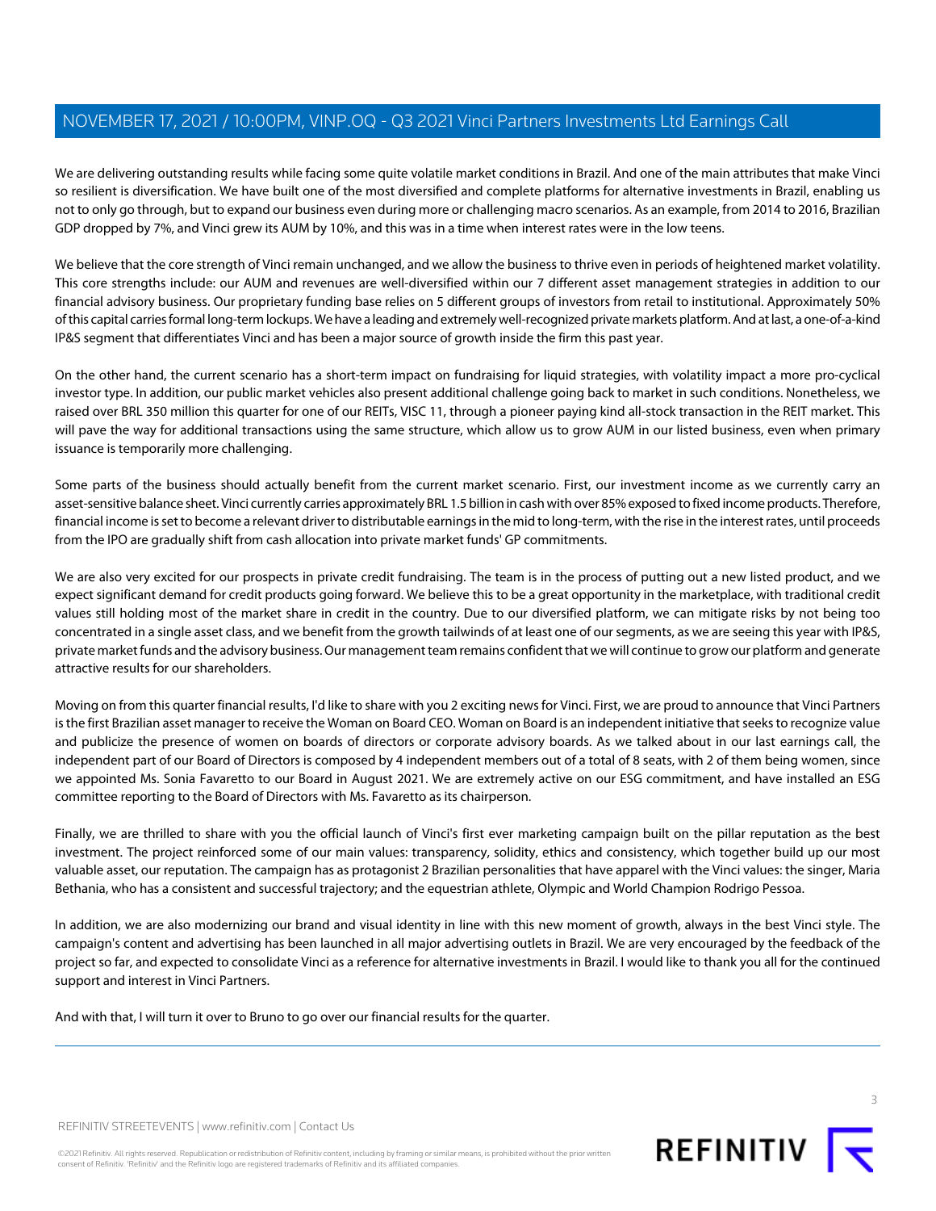We are delivering outstanding results while facing some quite volatile market conditions in Brazil. And one of the main attributes that make Vinci so resilient is diversification. We have built one of the most diversified and complete platforms for alternative investments in Brazil, enabling us not to only go through, but to expand our business even during more or challenging macro scenarios. As an example, from 2014 to 2016, Brazilian GDP dropped by 7%, and Vinci grew its AUM by 10%, and this was in a time when interest rates were in the low teens.

We believe that the core strength of Vinci remain unchanged, and we allow the business to thrive even in periods of heightened market volatility. This core strengths include: our AUM and revenues are well-diversified within our 7 different asset management strategies in addition to our financial advisory business. Our proprietary funding base relies on 5 different groups of investors from retail to institutional. Approximately 50% of this capital carries formal long-term lockups. We have a leading and extremely well-recognized private markets platform. And at last, a one-of-a-kind IP&S segment that differentiates Vinci and has been a major source of growth inside the firm this past year.

On the other hand, the current scenario has a short-term impact on fundraising for liquid strategies, with volatility impact a more pro-cyclical investor type. In addition, our public market vehicles also present additional challenge going back to market in such conditions. Nonetheless, we raised over BRL 350 million this quarter for one of our REITs, VISC 11, through a pioneer paying kind all-stock transaction in the REIT market. This will pave the way for additional transactions using the same structure, which allow us to grow AUM in our listed business, even when primary issuance is temporarily more challenging.

Some parts of the business should actually benefit from the current market scenario. First, our investment income as we currently carry an asset-sensitive balance sheet. Vinci currently carries approximately BRL 1.5 billion in cash with over 85% exposed to fixed income products. Therefore, financial income is set to become a relevant driver to distributable earnings in the mid to long-term, with the rise in the interest rates, until proceeds from the IPO are gradually shift from cash allocation into private market funds' GP commitments.

We are also very excited for our prospects in private credit fundraising. The team is in the process of putting out a new listed product, and we expect significant demand for credit products going forward. We believe this to be a great opportunity in the marketplace, with traditional credit values still holding most of the market share in credit in the country. Due to our diversified platform, we can mitigate risks by not being too concentrated in a single asset class, and we benefit from the growth tailwinds of at least one of our segments, as we are seeing this year with IP&S, private market funds and the advisory business. Our management team remains confident that we will continue to grow our platform and generate attractive results for our shareholders.

Moving on from this quarter financial results, I'd like to share with you 2 exciting news for Vinci. First, we are proud to announce that Vinci Partners is the first Brazilian asset manager to receive the Woman on Board CEO. Woman on Board is an independent initiative that seeks to recognize value and publicize the presence of women on boards of directors or corporate advisory boards. As we talked about in our last earnings call, the independent part of our Board of Directors is composed by 4 independent members out of a total of 8 seats, with 2 of them being women, since we appointed Ms. Sonia Favaretto to our Board in August 2021. We are extremely active on our ESG commitment, and have installed an ESG committee reporting to the Board of Directors with Ms. Favaretto as its chairperson.

Finally, we are thrilled to share with you the official launch of Vinci's first ever marketing campaign built on the pillar reputation as the best investment. The project reinforced some of our main values: transparency, solidity, ethics and consistency, which together build up our most valuable asset, our reputation. The campaign has as protagonist 2 Brazilian personalities that have apparel with the Vinci values: the singer, Maria Bethania, who has a consistent and successful trajectory; and the equestrian athlete, Olympic and World Champion Rodrigo Pessoa.

In addition, we are also modernizing our brand and visual identity in line with this new moment of growth, always in the best Vinci style. The campaign's content and advertising has been launched in all major advertising outlets in Brazil. We are very encouraged by the feedback of the project so far, and expected to consolidate Vinci as a reference for alternative investments in Brazil. I would like to thank you all for the continued support and interest in Vinci Partners.

And with that, I will turn it over to Bruno to go over our financial results for the quarter.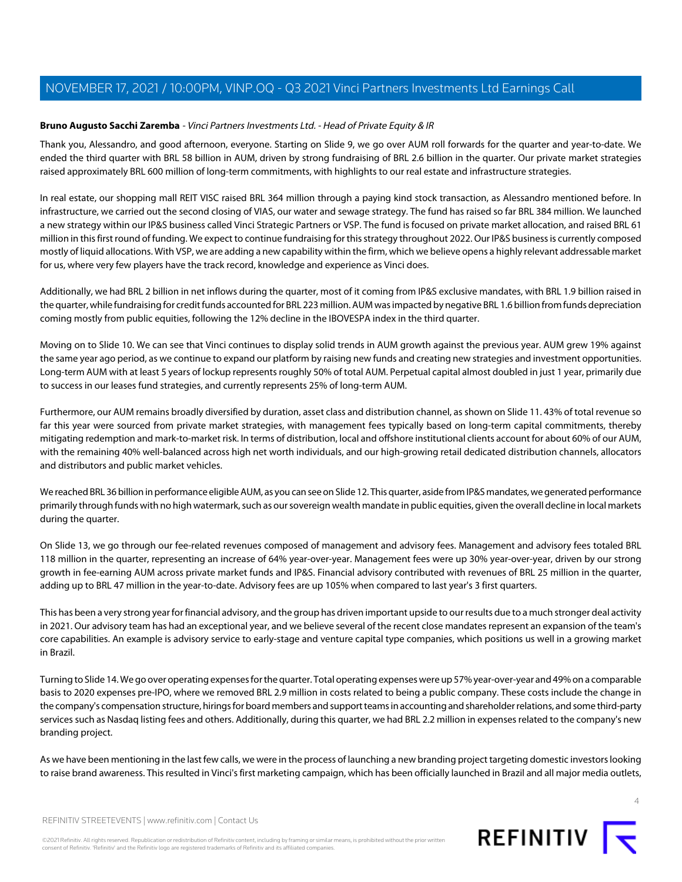**Bruno Augusto Sacchi Zaremba** - *Vinci Partners Investments Ltd. - Head of Private Equity & IR*

Thank you, Alessandro, and good afternoon, everyone. Starting on Slide 9, we go over AUM roll forwards for the quarter and year-to-date. We ended the third quarter with BRL 58 billion in AUM, driven by strong fundraising of BRL 2.6 billion in the quarter. Our private market strategies raised approximately BRL 600 million of long-term commitments, with highlights to our real estate and infrastructure strategies.

In real estate, our shopping mall REIT VISC raised BRL 364 million through a paying kind stock transaction, as Alessandro mentioned before. In infrastructure, we carried out the second closing of VIAS, our water and sewage strategy. The fund has raised so far BRL 384 million. We launched a new strategy within our IP&S business called Vinci Strategic Partners or VSP. The fund is focused on private market allocation, and raised BRL 61 million in this first round of funding. We expect to continue fundraising for this strategy throughout 2022. Our IP&S business is currently composed mostly of liquid allocations. With VSP, we are adding a new capability within the firm, which we believe opens a highly relevant addressable market for us, where very few players have the track record, knowledge and experience as Vinci does.

Additionally, we had BRL 2 billion in net inflows during the quarter, most of it coming from IP&S exclusive mandates, with BRL 1.9 billion raised in the quarter, while fundraising for credit funds accounted for BRL 223 million. AUM was impacted by negative BRL 1.6 billion from funds depreciation coming mostly from public equities, following the 12% decline in the IBOVESPA index in the third quarter.

Moving on to Slide 10. We can see that Vinci continues to display solid trends in AUM growth against the previous year. AUM grew 19% against the same year ago period, as we continue to expand our platform by raising new funds and creating new strategies and investment opportunities. Long-term AUM with at least 5 years of lockup represents roughly 50% of total AUM. Perpetual capital almost doubled in just 1 year, primarily due to success in our leases fund strategies, and currently represents 25% of long-term AUM.

Furthermore, our AUM remains broadly diversified by duration, asset class and distribution channel, as shown on Slide 11. 43% of total revenue so far this year were sourced from private market strategies, with management fees typically based on long-term capital commitments, thereby mitigating redemption and mark-to-market risk. In terms of distribution, local and offshore institutional clients account for about 60% of our AUM, with the remaining 40% well-balanced across high net worth individuals, and our high-growing retail dedicated distribution channels, allocators and distributors and public market vehicles.

We reached BRL 36 billion in performance eligible AUM, as you can see on Slide 12. This quarter, aside from IP&S mandates, we generated performance primarily through funds with no high watermark, such as our sovereign wealth mandate in public equities, given the overall decline in local markets during the quarter.

On Slide 13, we go through our fee-related revenues composed of management and advisory fees. Management and advisory fees totaled BRL 118 million in the quarter, representing an increase of 64% year-over-year. Management fees were up 30% year-over-year, driven by our strong growth in fee-earning AUM across private market funds and IP&S. Financial advisory contributed with revenues of BRL 25 million in the quarter, adding up to BRL 47 million in the year-to-date. Advisory fees are up 105% when compared to last year's 3 first quarters.

This has been a very strong year for financial advisory, and the group has driven important upside to our results due to a much stronger deal activity in 2021. Our advisory team has had an exceptional year, and we believe several of the recent close mandates represent an expansion of the team's core capabilities. An example is advisory service to early-stage and venture capital type companies, which positions us well in a growing market in Brazil.

Turning to Slide 14. We go over operating expenses for the quarter. Total operating expenses were up 57% year-over-year and 49% on a comparable basis to 2020 expenses pre-IPO, where we removed BRL 2.9 million in costs related to being a public company. These costs include the change in the company's compensation structure, hirings for board members and support teams in accounting and shareholder relations, and some third-party services such as Nasdaq listing fees and others. Additionally, during this quarter, we had BRL 2.2 million in expenses related to the company's new branding project.

As we have been mentioning in the last few calls, we were in the process of launching a new branding project targeting domestic investors looking to raise brand awareness. This resulted in Vinci's first marketing campaign, which has been officially launched in Brazil and all major media outlets,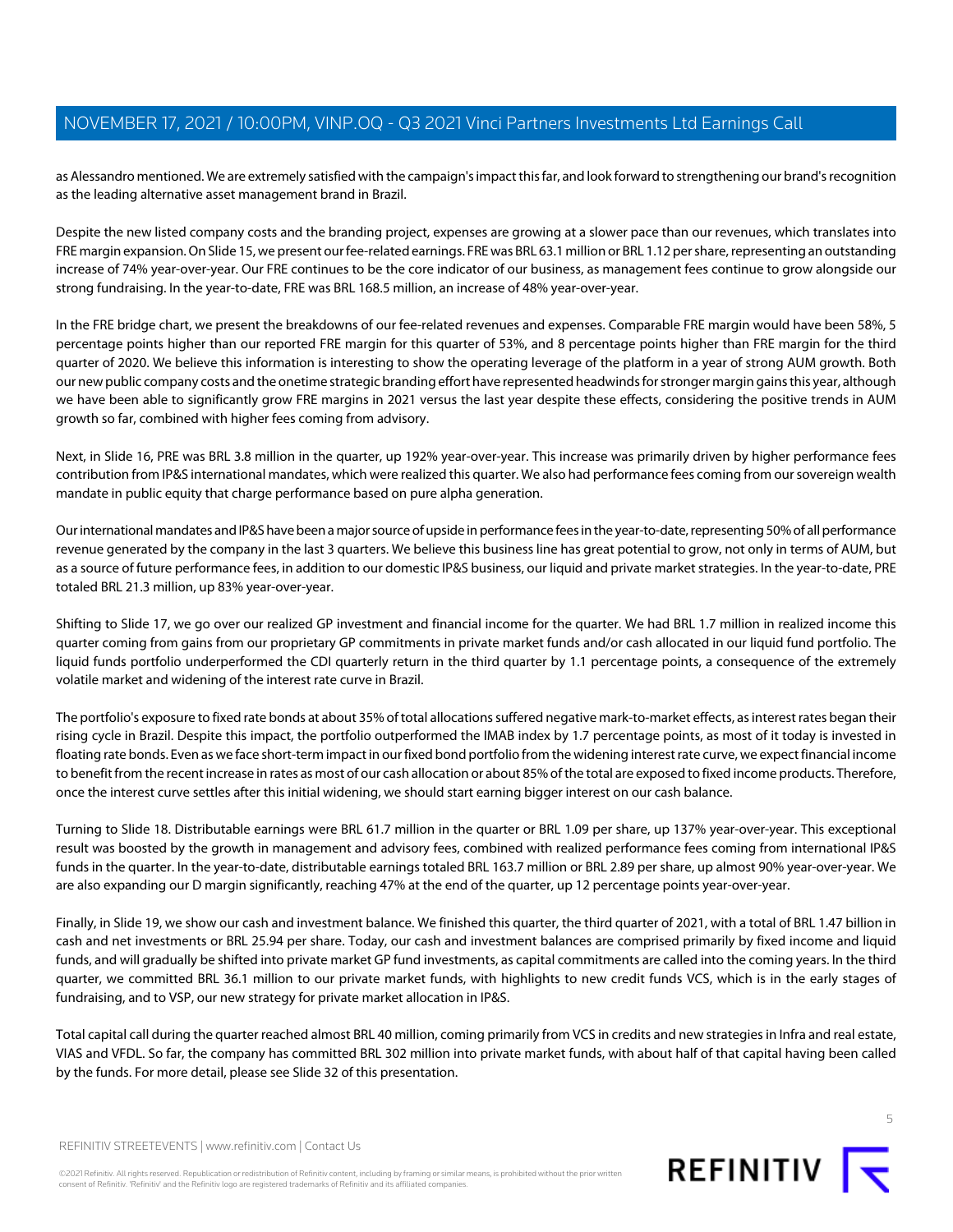as Alessandro mentioned. We are extremely satisfied with the campaign's impact this far, and look forward to strengthening our brand's recognition as the leading alternative asset management brand in Brazil.

Despite the new listed company costs and the branding project, expenses are growing at a slower pace than our revenues, which translates into FRE margin expansion. On Slide 15, we present our fee-related earnings. FRE was BRL 63.1 million or BRL 1.12 per share, representing an outstanding increase of 74% year-over-year. Our FRE continues to be the core indicator of our business, as management fees continue to grow alongside our strong fundraising. In the year-to-date, FRE was BRL 168.5 million, an increase of 48% year-over-year.

In the FRE bridge chart, we present the breakdowns of our fee-related revenues and expenses. Comparable FRE margin would have been 58%, 5 percentage points higher than our reported FRE margin for this quarter of 53%, and 8 percentage points higher than FRE margin for the third quarter of 2020. We believe this information is interesting to show the operating leverage of the platform in a year of strong AUM growth. Both our new public company costs and the onetime strategic branding effort have represented headwinds for stronger margin gains this year, although we have been able to significantly grow FRE margins in 2021 versus the last year despite these effects, considering the positive trends in AUM growth so far, combined with higher fees coming from advisory.

Next, in Slide 16, PRE was BRL 3.8 million in the quarter, up 192% year-over-year. This increase was primarily driven by higher performance fees contribution from IP&S international mandates, which were realized this quarter. We also had performance fees coming from our sovereign wealth mandate in public equity that charge performance based on pure alpha generation.

Our international mandates and IP&S have been a major source of upside in performance fees in the year-to-date, representing 50% of all performance revenue generated by the company in the last 3 quarters. We believe this business line has great potential to grow, not only in terms of AUM, but as a source of future performance fees, in addition to our domestic IP&S business, our liquid and private market strategies. In the year-to-date, PRE totaled BRL 21.3 million, up 83% year-over-year.

Shifting to Slide 17, we go over our realized GP investment and financial income for the quarter. We had BRL 1.7 million in realized income this quarter coming from gains from our proprietary GP commitments in private market funds and/or cash allocated in our liquid fund portfolio. The liquid funds portfolio underperformed the CDI quarterly return in the third quarter by 1.1 percentage points, a consequence of the extremely volatile market and widening of the interest rate curve in Brazil.

The portfolio's exposure to fixed rate bonds at about 35% of total allocations suffered negative mark-to-market effects, as interest rates began their rising cycle in Brazil. Despite this impact, the portfolio outperformed the IMAB index by 1.7 percentage points, as most of it today is invested in floating rate bonds. Even as we face short-term impact in our fixed bond portfolio from the widening interest rate curve, we expect financial income to benefit from the recent increase in rates as most of our cash allocation or about 85% of the total are exposed to fixed income products. Therefore, once the interest curve settles after this initial widening, we should start earning bigger interest on our cash balance.

Turning to Slide 18. Distributable earnings were BRL 61.7 million in the quarter or BRL 1.09 per share, up 137% year-over-year. This exceptional result was boosted by the growth in management and advisory fees, combined with realized performance fees coming from international IP&S funds in the quarter. In the year-to-date, distributable earnings totaled BRL 163.7 million or BRL 2.89 per share, up almost 90% year-over-year. We are also expanding our D margin significantly, reaching 47% at the end of the quarter, up 12 percentage points year-over-year.

Finally, in Slide 19, we show our cash and investment balance. We finished this quarter, the third quarter of 2021, with a total of BRL 1.47 billion in cash and net investments or BRL 25.94 per share. Today, our cash and investment balances are comprised primarily by fixed income and liquid funds, and will gradually be shifted into private market GP fund investments, as capital commitments are called into the coming years. In the third quarter, we committed BRL 36.1 million to our private market funds, with highlights to new credit funds VCS, which is in the early stages of fundraising, and to VSP, our new strategy for private market allocation in IP&S.

Total capital call during the quarter reached almost BRL 40 million, coming primarily from VCS in credits and new strategies in Infra and real estate, VIAS and VFDL. So far, the company has committed BRL 302 million into private market funds, with about half of that capital having been called by the funds. For more detail, please see Slide 32 of this presentation.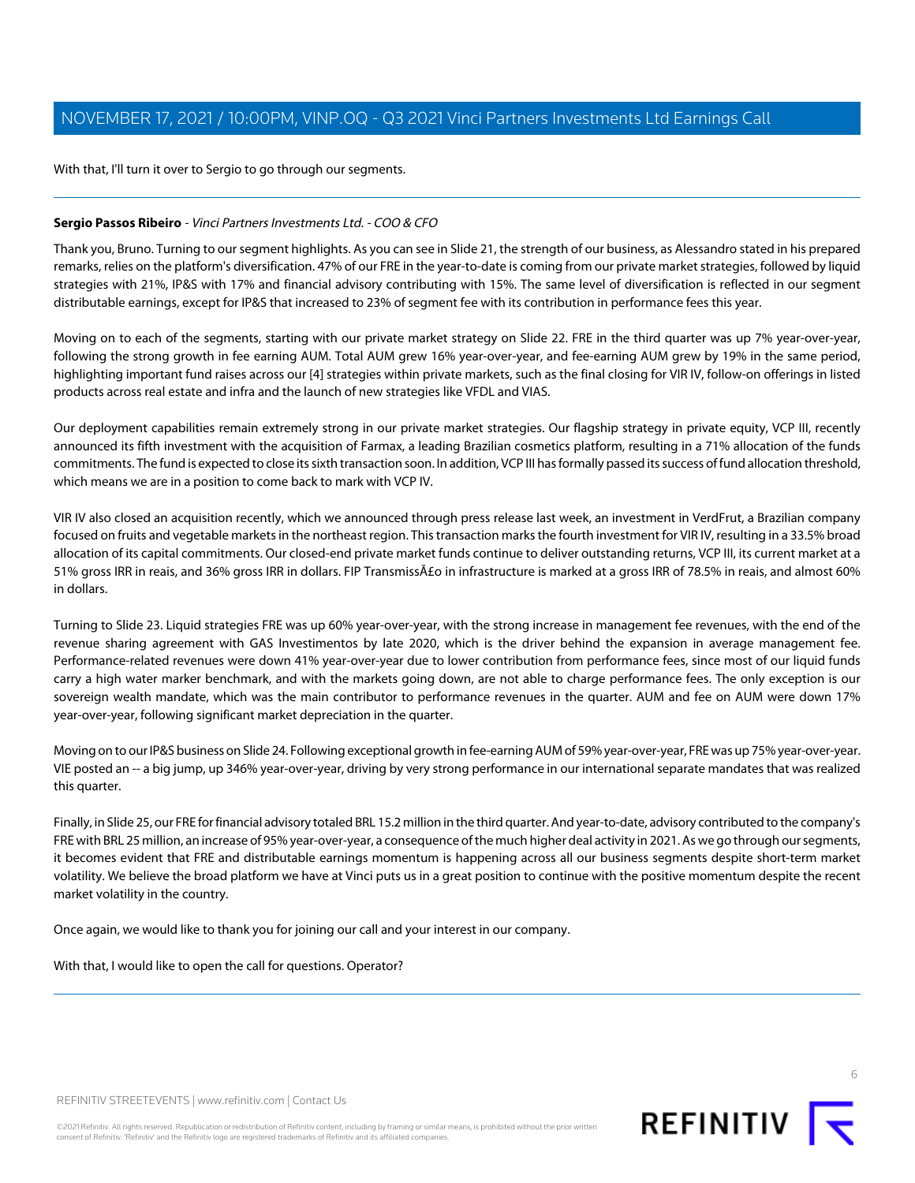With that, I'll turn it over to Sergio to go through our segments.

---

**Sergio Passos Ribeiro** - *Vinci Partners Investments Ltd. - COO & CFO*

Thank you, Bruno. Turning to our segment highlights. As you can see in Slide 21, the strength of our business, as Alessandro stated in his prepared remarks, relies on the platform's diversification. 47% of our FRE in the year-to-date is coming from our private market strategies, followed by liquid strategies with 21%, IP&S with 17% and financial advisory contributing with 15%. The same level of diversification is reflected in our segment distributable earnings, except for IP&S that increased to 23% of segment fee with its contribution in performance fees this year.

Moving on to each of the segments, starting with our private market strategy on Slide 22. FRE in the third quarter was up 7% year-over-year, following the strong growth in fee earning AUM. Total AUM grew 16% year-over-year, and fee-earning AUM grew by 19% in the same period, highlighting important fund raises across our [4] strategies within private markets, such as the final closing for VIR IV, follow-on offerings in listed products across real estate and infra and the launch of new strategies like VFDL and VIAS.

Our deployment capabilities remain extremely strong in our private market strategies. Our flagship strategy in private equity, VCP III, recently announced its fifth investment with the acquisition of Farmax, a leading Brazilian cosmetics platform, resulting in a 71% allocation of the funds commitments. The fund is expected to close its sixth transaction soon. In addition, VCP III has formally passed its success of fund allocation threshold, which means we are in a position to come back to mark with VCP IV.

VIR IV also closed an acquisition recently, which we announced through press release last week, an investment in VerdFrut, a Brazilian company focused on fruits and vegetable markets in the northeast region. This transaction marks the fourth investment for VIR IV, resulting in a 33.5% broad allocation of its capital commitments. Our closed-end private market funds continue to deliver outstanding returns, VCP III, its current market at a 51% gross IRR in reais, and 36% gross IRR in dollars. FIP TransmissÃ£o in infrastructure is marked at a gross IRR of 78.5% in reais, and almost 60% in dollars.

Turning to Slide 23. Liquid strategies FRE was up 60% year-over-year, with the strong increase in management fee revenues, with the end of the revenue sharing agreement with GAS Investimentos by late 2020, which is the driver behind the expansion in average management fee. Performance-related revenues were down 41% year-over-year due to lower contribution from performance fees, since most of our liquid funds carry a high water marker benchmark, and with the markets going down, are not able to charge performance fees. The only exception is our sovereign wealth mandate, which was the main contributor to performance revenues in the quarter. AUM and fee on AUM were down 17% year-over-year, following significant market depreciation in the quarter.

Moving on to our IP&S business on Slide 24. Following exceptional growth in fee-earning AUM of 59% year-over-year, FRE was up 75% year-over-year. VIE posted an -- a big jump, up 346% year-over-year, driving by very strong performance in our international separate mandates that was realized this quarter.

Finally, in Slide 25, our FRE for financial advisory totaled BRL 15.2 million in the third quarter. And year-to-date, advisory contributed to the company's FRE with BRL 25 million, an increase of 95% year-over-year, a consequence of the much higher deal activity in 2021. As we go through our segments, it becomes evident that FRE and distributable earnings momentum is happening across all our business segments despite short-term market volatility. We believe the broad platform we have at Vinci puts us in a great position to continue with the positive momentum despite the recent market volatility in the country.

Once again, we would like to thank you for joining our call and your interest in our company.

With that, I would like to open the call for questions. Operator?

---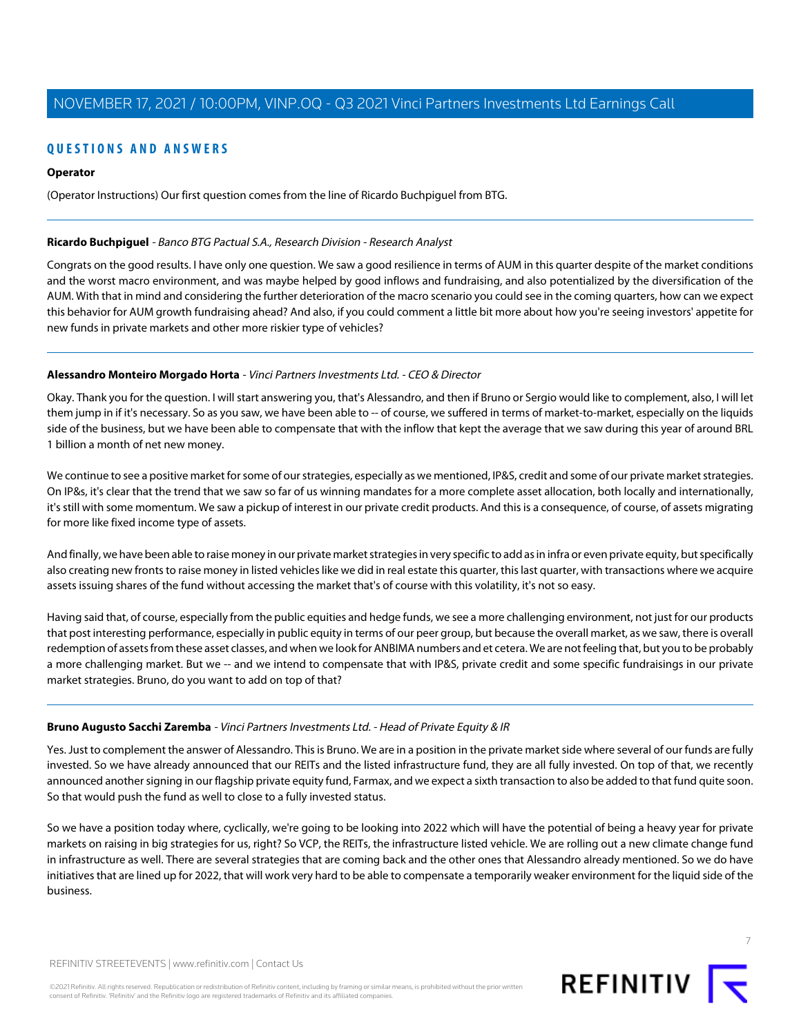## QUESTIONS AND ANSWERS

**Operator**

(Operator Instructions) Our first question comes from the line of Ricardo Buchpiguel from BTG.

---

**Ricardo Buchpiguel** - *Banco BTG Pactual S.A., Research Division - Research Analyst*

Congrats on the good results. I have only one question. We saw a good resilience in terms of AUM in this quarter despite of the market conditions and the worst macro environment, and was maybe helped by good inflows and fundraising, and also potentialized by the diversification of the AUM. With that in mind and considering the further deterioration of the macro scenario you could see in the coming quarters, how can we expect this behavior for AUM growth fundraising ahead? And also, if you could comment a little bit more about how you're seeing investors' appetite for new funds in private markets and other more riskier type of vehicles?

---

**Alessandro Monteiro Morgado Horta** - *Vinci Partners Investments Ltd. - CEO & Director*

Okay. Thank you for the question. I will start answering you, that's Alessandro, and then if Bruno or Sergio would like to complement, also, I will let them jump in if it's necessary. So as you saw, we have been able to -- of course, we suffered in terms of market-to-market, especially on the liquids side of the business, but we have been able to compensate that with the inflow that kept the average that we saw during this year of around BRL 1 billion a month of net new money.

We continue to see a positive market for some of our strategies, especially as we mentioned, IP&S, credit and some of our private market strategies. On IP&s, it's clear that the trend that we saw so far of us winning mandates for a more complete asset allocation, both locally and internationally, it's still with some momentum. We saw a pickup of interest in our private credit products. And this is a consequence, of course, of assets migrating for more like fixed income type of assets.

And finally, we have been able to raise money in our private market strategies in very specific to add as in infra or even private equity, but specifically also creating new fronts to raise money in listed vehicles like we did in real estate this quarter, this last quarter, with transactions where we acquire assets issuing shares of the fund without accessing the market that's of course with this volatility, it's not so easy.

Having said that, of course, especially from the public equities and hedge funds, we see a more challenging environment, not just for our products that post interesting performance, especially in public equity in terms of our peer group, but because the overall market, as we saw, there is overall redemption of assets from these asset classes, and when we look for ANBIMA numbers and et cetera. We are not feeling that, but you to be probably a more challenging market. But we -- and we intend to compensate that with IP&S, private credit and some specific fundraisings in our private market strategies. Bruno, do you want to add on top of that?

---

**Bruno Augusto Sacchi Zaremba** - *Vinci Partners Investments Ltd. - Head of Private Equity & IR*

Yes. Just to complement the answer of Alessandro. This is Bruno. We are in a position in the private market side where several of our funds are fully invested. So we have already announced that our REITs and the listed infrastructure fund, they are all fully invested. On top of that, we recently announced another signing in our flagship private equity fund, Farmax, and we expect a sixth transaction to also be added to that fund quite soon. So that would push the fund as well to close to a fully invested status.

So we have a position today where, cyclically, we're going to be looking into 2022 which will have the potential of being a heavy year for private markets on raising in big strategies for us, right? So VCP, the REITs, the infrastructure listed vehicle. We are rolling out a new climate change fund in infrastructure as well. There are several strategies that are coming back and the other ones that Alessandro already mentioned. So we do have initiatives that are lined up for 2022, that will work very hard to be able to compensate a temporarily weaker environment for the liquid side of the business.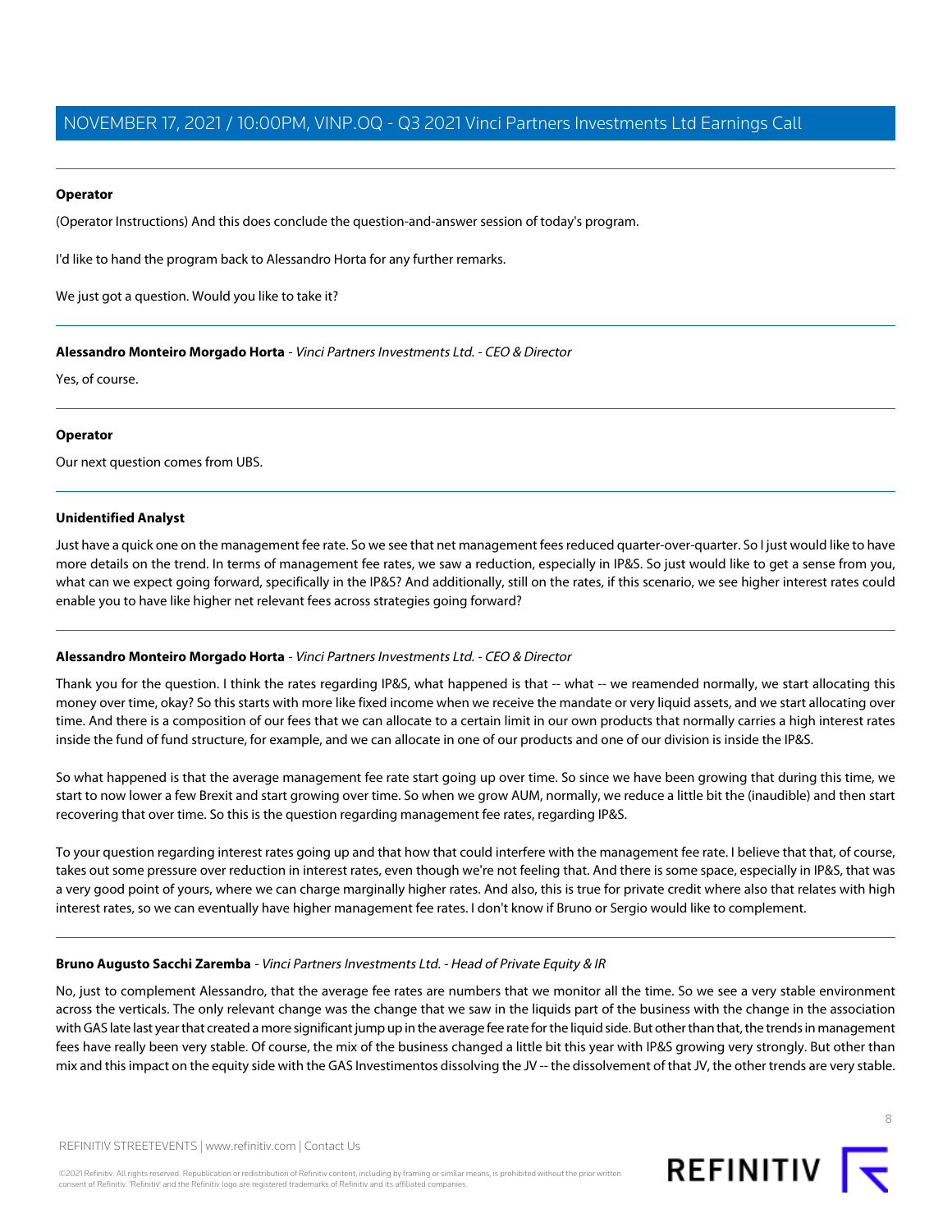**Operator**

(Operator Instructions) And this does conclude the question-and-answer session of today's program.

I'd like to hand the program back to Alessandro Horta for any further remarks.

We just got a question. Would you like to take it?

---

**Alessandro Monteiro Morgado Horta** - *Vinci Partners Investments Ltd. - CEO & Director*

Yes, of course.

---

**Operator**

Our next question comes from UBS.

---

**Unidentified Analyst**

Just have a quick one on the management fee rate. So we see that net management fees reduced quarter-over-quarter. So I just would like to have more details on the trend. In terms of management fee rates, we saw a reduction, especially in IP&S. So just would like to get a sense from you, what can we expect going forward, specifically in the IP&S? And additionally, still on the rates, if this scenario, we see higher interest rates could enable you to have like higher net relevant fees across strategies going forward?

---

**Alessandro Monteiro Morgado Horta** - *Vinci Partners Investments Ltd. - CEO & Director*

Thank you for the question. I think the rates regarding IP&S, what happened is that -- what -- we reamended normally, we start allocating this money over time, okay? So this starts with more like fixed income when we receive the mandate or very liquid assets, and we start allocating over time. And there is a composition of our fees that we can allocate to a certain limit in our own products that normally carries a high interest rates inside the fund of fund structure, for example, and we can allocate in one of our products and one of our division is inside the IP&S.

So what happened is that the average management fee rate start going up over time. So since we have been growing that during this time, we start to now lower a few Brexit and start growing over time. So when we grow AUM, normally, we reduce a little bit the (inaudible) and then start recovering that over time. So this is the question regarding management fee rates, regarding IP&S.

To your question regarding interest rates going up and that how that could interfere with the management fee rate. I believe that that, of course, takes out some pressure over reduction in interest rates, even though we're not feeling that. And there is some space, especially in IP&S, that was a very good point of yours, where we can charge marginally higher rates. And also, this is true for private credit where also that relates with high interest rates, so we can eventually have higher management fee rates. I don't know if Bruno or Sergio would like to complement.

---

**Bruno Augusto Sacchi Zaremba** - *Vinci Partners Investments Ltd. - Head of Private Equity & IR*

No, just to complement Alessandro, that the average fee rates are numbers that we monitor all the time. So we see a very stable environment across the verticals. The only relevant change was the change that we saw in the liquids part of the business with the change in the association with GAS late last year that created a more significant jump up in the average fee rate for the liquid side. But other than that, the trends in management fees have really been very stable. Of course, the mix of the business changed a little bit this year with IP&S growing very strongly. But other than mix and this impact on the equity side with the GAS Investimentos dissolving the JV -- the dissolvement of that JV, the other trends are very stable.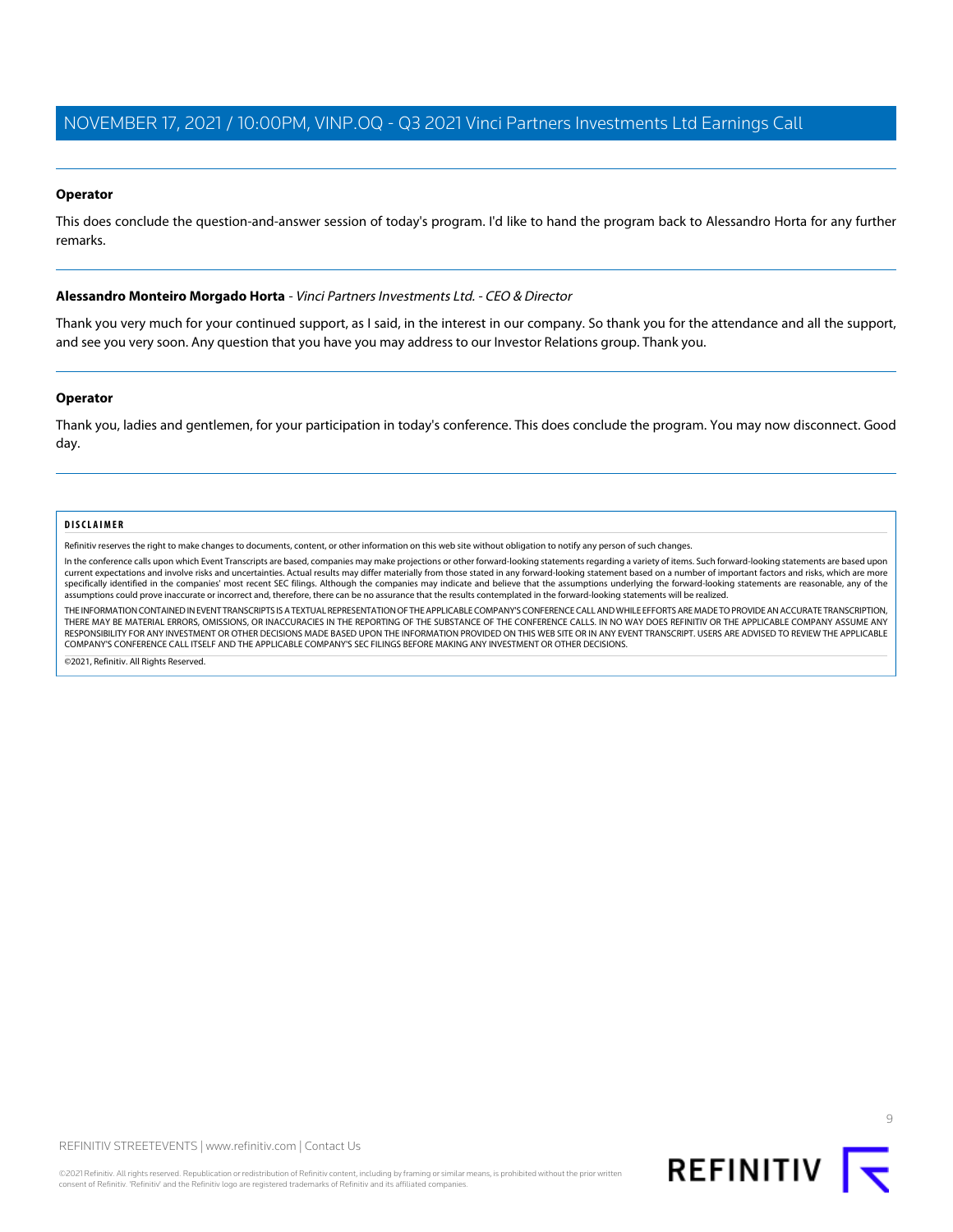**Operator**

This does conclude the question-and-answer session of today's program. I'd like to hand the program back to Alessandro Horta for any further remarks.

---

**Alessandro Monteiro Morgado Horta** - *Vinci Partners Investments Ltd. - CEO & Director*

Thank you very much for your continued support, as I said, in the interest in our company. So thank you for the attendance and all the support, and see you very soon. Any question that you have you may address to our Investor Relations group. Thank you.

---

**Operator**

Thank you, ladies and gentlemen, for your participation in today's conference. This does conclude the program. You may now disconnect. Good day.

---

**DISCLAIMER**

Refinitiv reserves the right to make changes to documents, content, or other information on this web site without obligation to notify any person of such changes.

In the conference calls upon which Event Transcripts are based, companies may make projections or other forward-looking statements regarding a variety of items. Such forward-looking statements are based upon current expectations and involve risks and uncertainties. Actual results may differ materially from those stated in any forward-looking statement based on a number of important factors and risks, which are more specifically identified in the companies' most recent SEC filings. Although the companies may indicate and believe that the assumptions underlying the forward-looking statements are reasonable, any of the assumptions could prove inaccurate or incorrect and, therefore, there can be no assurance that the results contemplated in the forward-looking statements will be realized.

THE INFORMATION CONTAINED IN EVENT TRANSCRIPTS IS A TEXTUAL REPRESENTATION OF THE APPLICABLE COMPANY'S CONFERENCE CALL AND WHILE EFFORTS ARE MADE TO PROVIDE AN ACCURATE TRANSCRIPTION, THERE MAY BE MATERIAL ERRORS, OMISSIONS, OR INACCURACIES IN THE REPORTING OF THE SUBSTANCE OF THE CONFERENCE CALLS. IN NO WAY DOES REFINITIV OR THE APPLICABLE COMPANY ASSUME ANY RESPONSIBILITY FOR ANY INVESTMENT OR OTHER DECISIONS MADE BASED UPON THE INFORMATION PROVIDED ON THIS WEB SITE OR IN ANY EVENT TRANSCRIPT. USERS ARE ADVISED TO REVIEW THE APPLICABLE COMPANY'S CONFERENCE CALL ITSELF AND THE APPLICABLE COMPANY'S SEC FILINGS BEFORE MAKING ANY INVESTMENT OR OTHER DECISIONS.

©2021, Refinitiv. All Rights Reserved.